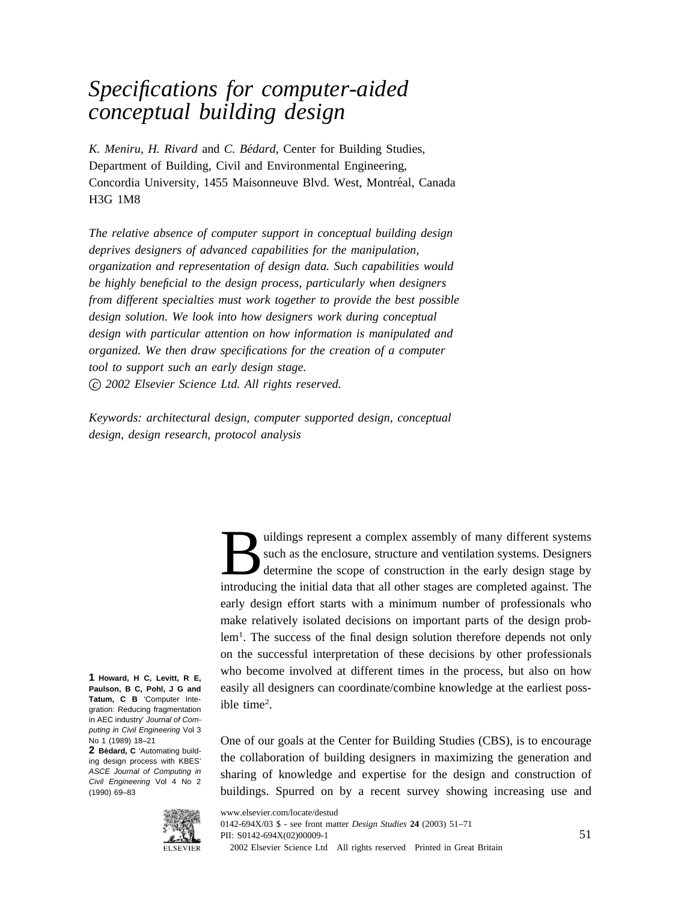# *Specifications for computer-aided conceptual building design*

*K. Meniru, H. Rivard* and *C. Bédard*, Center for Building Studies, Department of Building, Civil and Environmental Engineering, Concordia University, 1455 Maisonneuve Blvd. West, Montréal, Canada H3G 1M8

*The relative absence of computer support in conceptual building design deprives designers of advanced capabilities for the manipulation, organization and representation of design data. Such capabilities would be highly beneficial to the design process, particularly when designers from different specialties must work together to provide the best possible design solution. We look into how designers work during conceptual design with particular attention on how information is manipulated and organized. We then draw specifications for the creation of a computer tool to support such an early design stage.*
*© 2002 Elsevier Science Ltd. All rights reserved.*

*Keywords: architectural design, computer supported design, conceptual design, design research, protocol analysis*

Buildings represent a complex assembly of many different systems such as the enclosure, structure and ventilation systems. Designers determine the scope of construction in the early design stage by introducing the initial data that all other stages are completed against. The early design effort starts with a minimum number of professionals who make relatively isolated decisions on important parts of the design problem[1]. The success of the final design solution therefore depends not only on the successful interpretation of these decisions by other professionals who become involved at different times in the process, but also on how easily all designers can coordinate/combine knowledge at the earliest possible time[2].

One of our goals at the Center for Building Studies (CBS), is to encourage the collaboration of building designers in maximizing the generation and sharing of knowledge and expertise for the design and construction of buildings. Spurred on by a recent survey showing increasing use and

**1 Howard, H C, Levitt, R E, Paulson, B C, Pohl, J G and Tatum, C B** 'Computer Integration: Reducing fragmentation in AEC industry' *Journal of Computing in Civil Engineering* Vol 3 No 1 (1989) 18–21

**2 Bédard, C** 'Automating building design process with KBES' *ASCE Journal of Computing in Civil Engineering* Vol 4 No 2 (1990) 69–83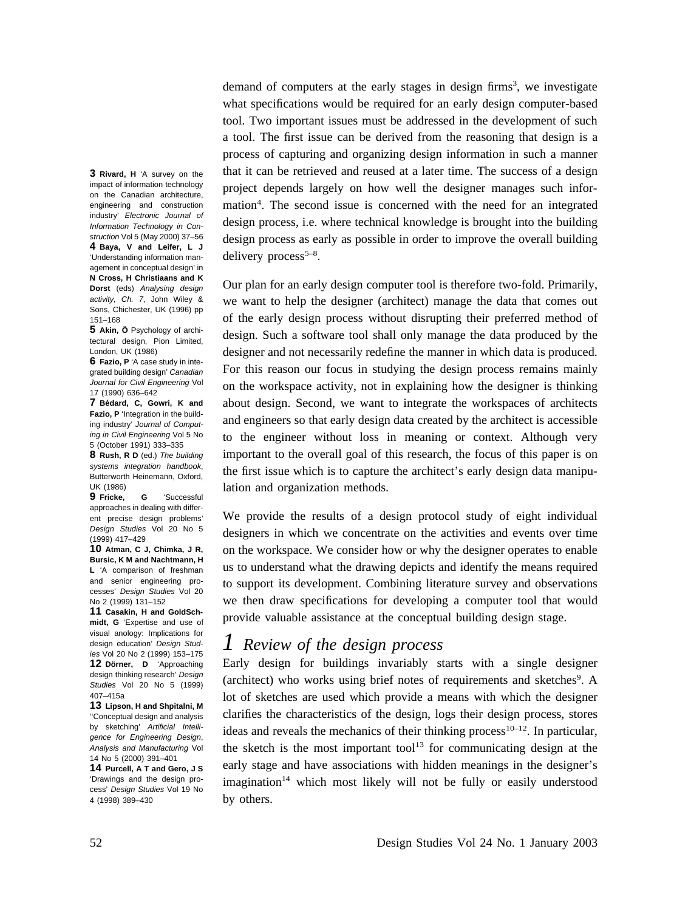demand of computers at the early stages in design firms[3], we investigate what specifications would be required for an early design computer-based tool. Two important issues must be addressed in the development of such a tool. The first issue can be derived from the reasoning that design is a process of capturing and organizing design information in such a manner that it can be retrieved and reused at a later time. The success of a design project depends largely on how well the designer manages such information[4]. The second issue is concerned with the need for an integrated design process, i.e. where technical knowledge is brought into the building design process as early as possible in order to improve the overall building delivery process[5–8].

Our plan for an early design computer tool is therefore two-fold. Primarily, we want to help the designer (architect) manage the data that comes out of the early design process without disrupting their preferred method of design. Such a software tool shall only manage the data produced by the designer and not necessarily redefine the manner in which data is produced. For this reason our focus in studying the design process remains mainly on the workspace activity, not in explaining how the designer is thinking about design. Second, we want to integrate the workspaces of architects and engineers so that early design data created by the architect is accessible to the engineer without loss in meaning or context. Although very important to the overall goal of this research, the focus of this paper is on the first issue which is to capture the architect's early design data manipulation and organization methods.

We provide the results of a design protocol study of eight individual designers in which we concentrate on the activities and events over time on the workspace. We consider how or why the designer operates to enable us to understand what the drawing depicts and identify the means required to support its development. Combining literature survey and observations we then draw specifications for developing a computer tool that would provide valuable assistance at the conceptual building design stage.

# 1 Review of the design process

Early design for buildings invariably starts with a single designer (architect) who works using brief notes of requirements and sketches[9]. A lot of sketches are used which provide a means with which the designer clarifies the characteristics of the design, logs their design process, stores ideas and reveals the mechanics of their thinking process[10–12]. In particular, the sketch is the most important tool[13] for communicating design at the early stage and have associations with hidden meanings in the designer's imagination[14] which most likely will not be fully or easily understood by others.

---

**3 Rivard, H** 'A survey on the impact of information technology on the Canadian architecture, engineering and construction industry' *Electronic Journal of Information Technology in Construction* Vol 5 (May 2000) 37–56

**4 Baya, V and Leifer, L J** 'Understanding information management in conceptual design' in **N Cross, H Christiaans and K Dorst** (eds) *Analysing design activity, Ch. 7*, John Wiley & Sons, Chichester, UK (1996) pp 151–168

**5 Akin, Ö** Psychology of architectural design, Pion Limited, London, UK (1986)

**6 Fazio, P** 'A case study in integrated building design' *Canadian Journal for Civil Engineering* Vol 17 (1990) 636–642

**7 Bédard, C, Gowri, K and Fazio, P** 'Integration in the building industry' *Journal of Computing in Civil Engineering* Vol 5 No 5 (October 1991) 333–335

**8 Rush, R D** (ed.) *The building systems integration handbook*, Butterworth Heinemann, Oxford, UK (1986)

**9 Fricke, G** 'Successful approaches in dealing with different precise design problems' *Design Studies* Vol 20 No 5 (1999) 417–429

**10 Atman, C J, Chimka, J R, Bursic, K M and Nachtmann, H L** 'A comparison of freshman and senior engineering processes' *Design Studies* Vol 20 No 2 (1999) 131–152

**11 Casakin, H and GoldSchmidt, G** 'Expertise and use of visual anology: Implications for design education' *Design Studies* Vol 20 No 2 (1999) 153–175

**12 Dörner, D** 'Approaching design thinking research' *Design Studies* Vol 20 No 5 (1999) 407–415a

**13 Lipson, H and Shpitalni, M** ''Conceptual design and analysis by sketching' *Artificial Intelligence for Engineering Design, Analysis and Manufacturing* Vol 14 No 5 (2000) 391–401

**14 Purcell, A T and Gero, J S** 'Drawings and the design process' *Design Studies* Vol 19 No 4 (1998) 389–430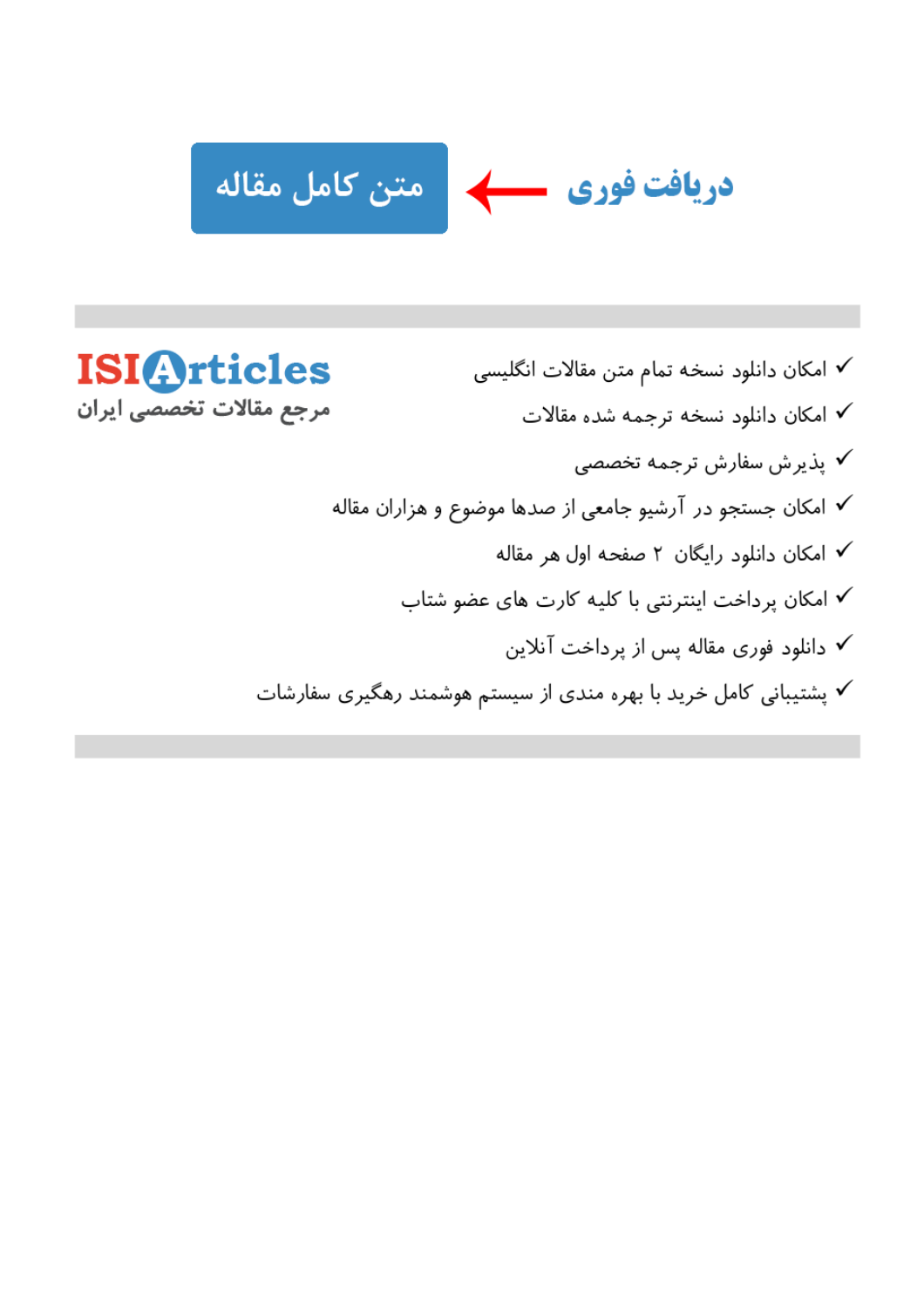دریافت فوری ← متن کامل مقاله

**ISIArticles**

مرجع مقالات تخصصی ایران

- ✓ امکان دانلود نسخه تمام متن مقالات انگلیسی
- ✓ امکان دانلود نسخه ترجمه شده مقالات
- ✓ پذیرش سفارش ترجمه تخصصی
- ✓ امکان جستجو در آرشیو جامعی از صدها موضوع و هزاران مقاله
- ✓ امکان دانلود رایگان ۲ صفحه اول هر مقاله
- ✓ امکان پرداخت اینترنتی با کلیه کارت های عضو شتاب
- ✓ دانلود فوری مقاله پس از پرداخت آنلاین
- ✓ پشتیبانی کامل خرید با بهره مندی از سیستم هوشمند رهگیری سفارشات